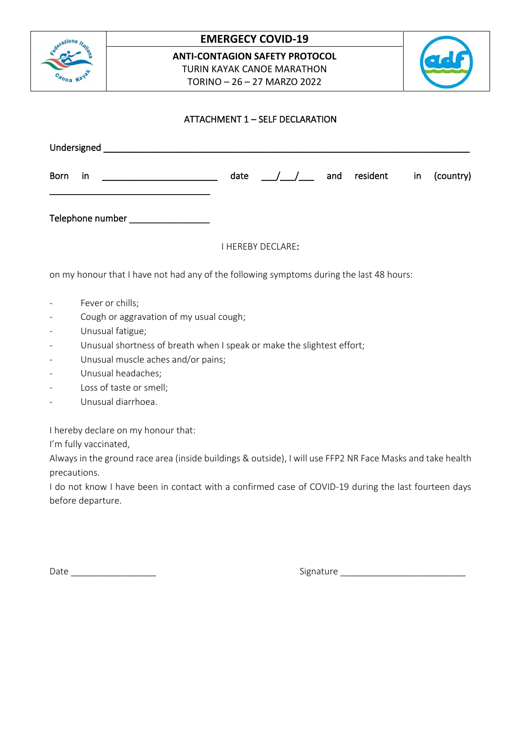# EMERGECY COVID-19

**ANTI-CONTAGION SAFETY PROTOCOL**

TURIN KAYAK CANOE MARATHON

TORINO – 26 – 27 MARZO 2022

## ATTACHMENT 1 – SELF DECLARATION

Undersigned ________________________________________________________________________

Born in ______________________ date ___/___/___ and resident in (country) ______________________________

Telephone number _______________

I HEREBY DECLARE:

on my honour that I have not had any of the following symptoms during the last 48 hours:

- Fever or chills;
- Cough or aggravation of my usual cough;
- Unusual fatigue;
- Unusual shortness of breath when I speak or make the slightest effort;
- Unusual muscle aches and/or pains;
- Unusual headaches;
- Loss of taste or smell;
- Unusual diarrhoea.

I hereby declare on my honour that:

I'm fully vaccinated,

Always in the ground race area (inside buildings & outside), I will use FFP2 NR Face Masks and take health precautions.

I do not know I have been in contact with a confirmed case of COVID-19 during the last fourteen days before departure.

Date _________________ Signature ________________________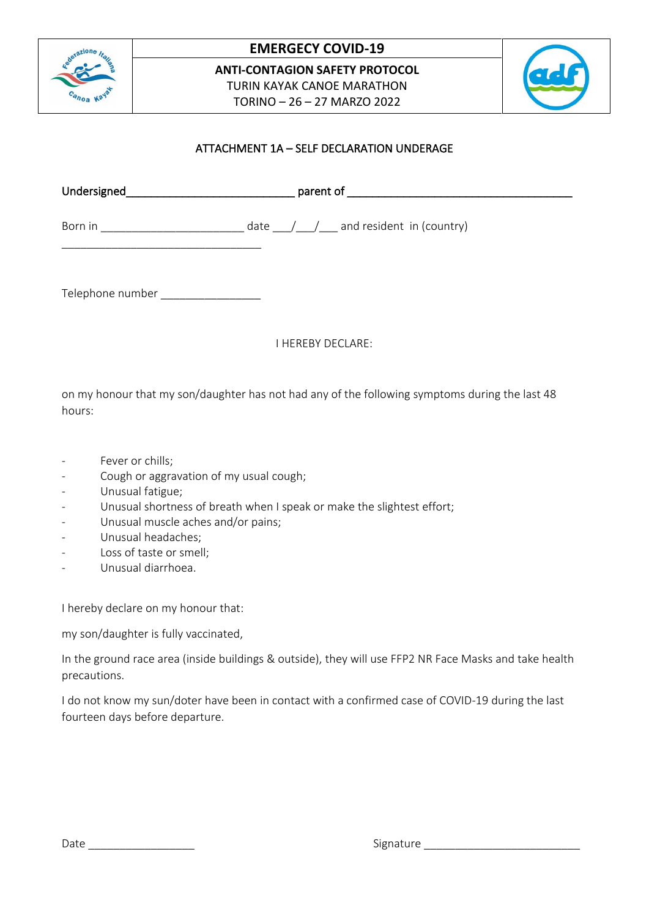| | | |
|---|---|---|
| | **EMERGECY COVID-19** | |
| | **ANTI-CONTAGION SAFETY PROTOCOL**<br>TURIN KAYAK CANOE MARATHON<br>TORINO – 26 – 27 MARZO 2022 | |

ATTACHMENT 1A – SELF DECLARATION UNDERAGE

Undersigned____________________________ parent of ______________________________________

Born in ________________________ date ___/___/___ and resident in (country) _________________________________

Telephone number ________________

I HEREBY DECLARE:

on my honour that my son/daughter has not had any of the following symptoms during the last 48 hours:

- Fever or chills;
- Cough or aggravation of my usual cough;
- Unusual fatigue;
- Unusual shortness of breath when I speak or make the slightest effort;
- Unusual muscle aches and/or pains;
- Unusual headaches;
- Loss of taste or smell;
- Unusual diarrhoea.

I hereby declare on my honour that:

my son/daughter is fully vaccinated,

In the ground race area (inside buildings & outside), they will use FFP2 NR Face Masks and take health precautions.

I do not know my sun/doter have been in contact with a confirmed case of COVID-19 during the last fourteen days before departure.

Date __________________ Signature __________________________